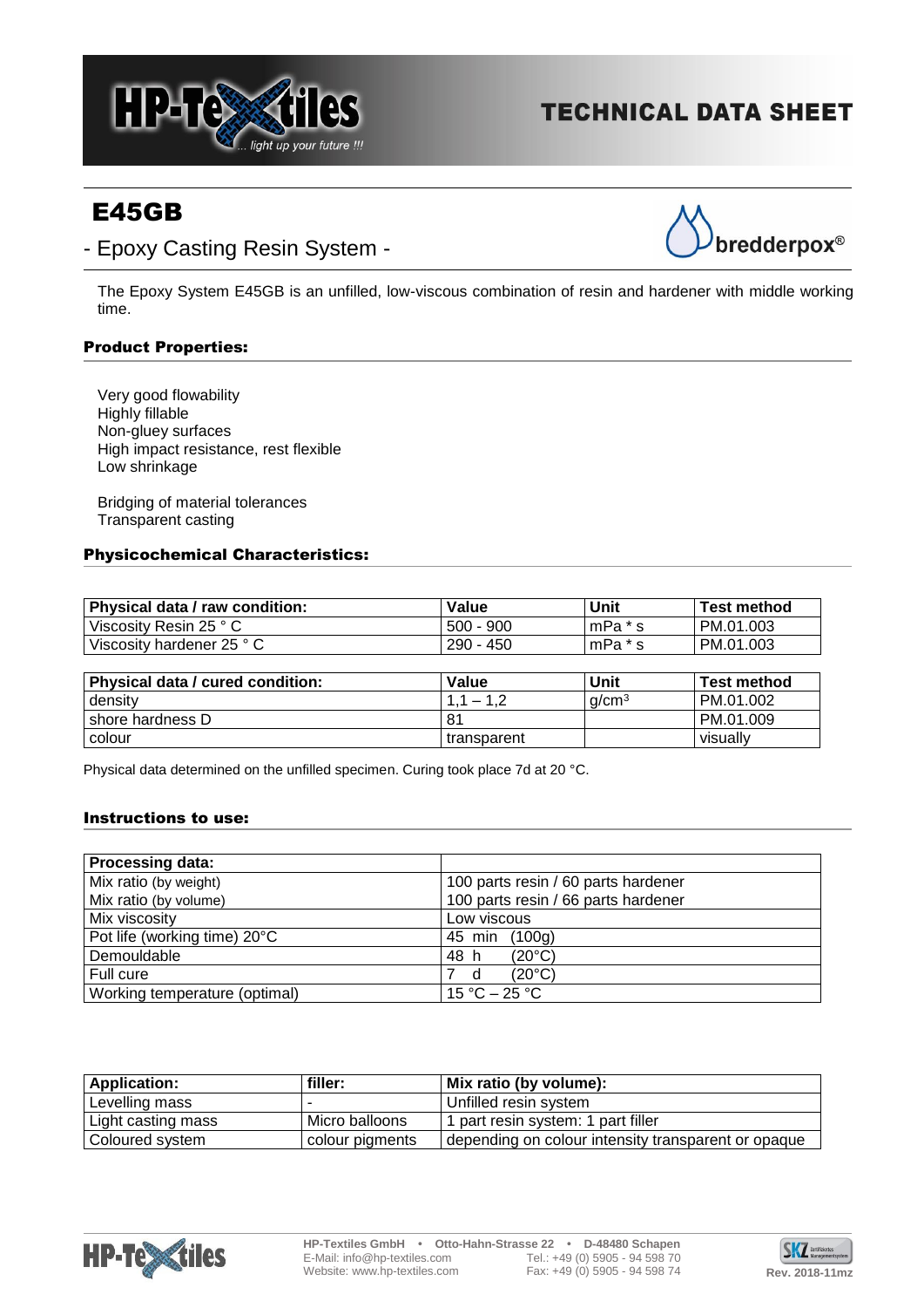# TECHNICAL DATA SHEET

## E45GB

- Epoxy Casting Resin System -

The Epoxy System E45GB is an unfilled, low-viscous combination of resin and hardener with middle working time.

### Product Properties:

Very good flowability
Highly fillable
Non-gluey surfaces
High impact resistance, rest flexible
Low shrinkage

Bridging of material tolerances
Transparent casting

### Physicochemical Characteristics:

| Physical data / raw condition: | Value | Unit | Test method |
|---|---|---|---|
| Viscosity Resin 25 ° C | 500 - 900 | mPa * s | PM.01.003 |
| Viscosity hardener 25 ° C | 290 - 450 | mPa * s | PM.01.003 |

| Physical data / cured condition: | Value | Unit | Test method |
|---|---|---|---|
| density | 1,1 – 1,2 | g/cm³ | PM.01.002 |
| shore hardness D | 81 | | PM.01.009 |
| colour | transparent | | visually |

Physical data determined on the unfilled specimen. Curing took place 7d at 20 °C.

### Instructions to use:

| Processing data: | |
|---|---|
| Mix ratio (by weight) | 100 parts resin / 60 parts hardener |
| Mix ratio (by volume) | 100 parts resin / 66 parts hardener |
| Mix viscosity | Low viscous |
| Pot life (working time) 20°C | 45 min (100g) |
| Demouldable | 48 h (20°C) |
| Full cure | 7 d (20°C) |
| Working temperature (optimal) | 15 °C – 25 °C |

| Application: | filler: | Mix ratio (by volume): |
|---|---|---|
| Levelling mass | - | Unfilled resin system |
| Light casting mass | Micro balloons | 1 part resin system: 1 part filler |
| Coloured system | colour pigments | depending on colour intensity transparent or opaque |

HP-Textiles GmbH • Otto-Hahn-Strasse 22 • D-48480 Schapen
E-Mail: info@hp-textiles.com Tel.: +49 (0) 5905 - 94 598 70
Website: www.hp-textiles.com Fax: +49 (0) 5905 - 94 598 74

Rev. 2018-11mz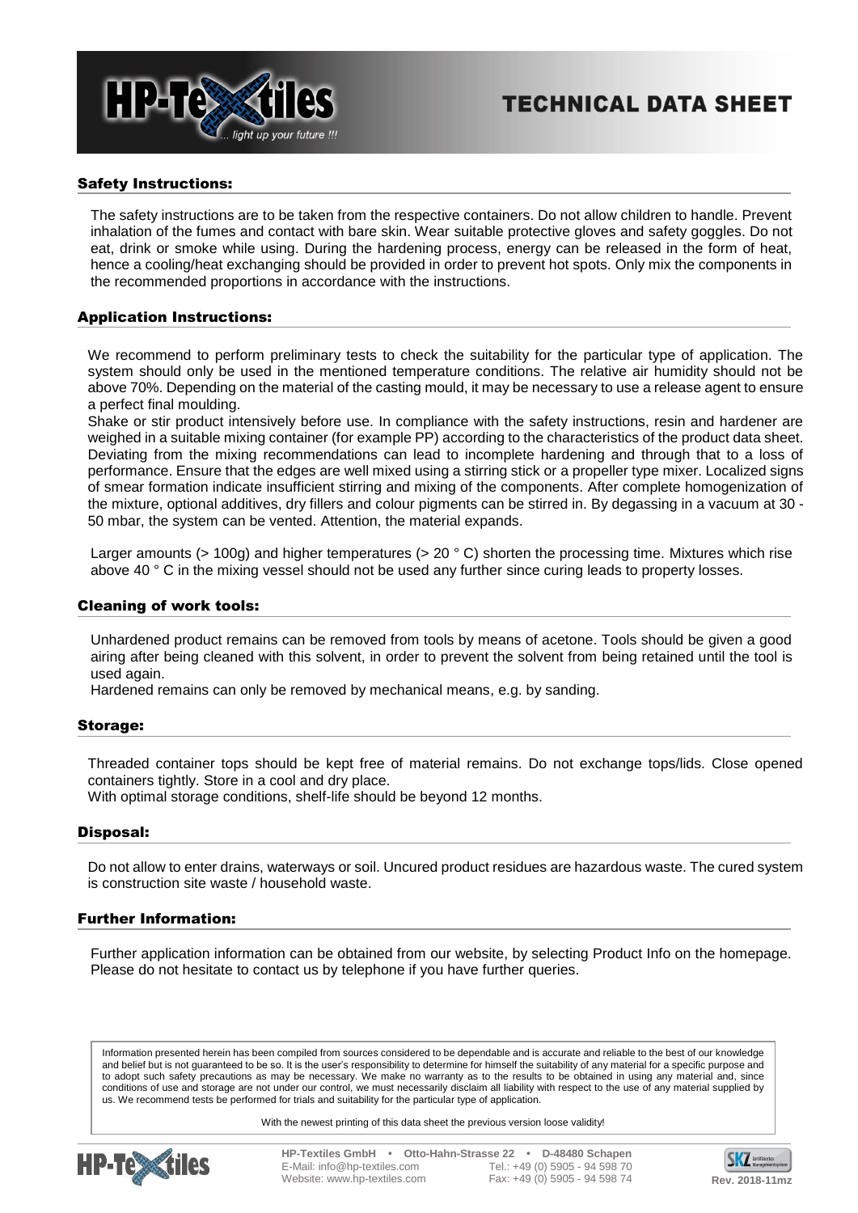## Safety Instructions:

The safety instructions are to be taken from the respective containers. Do not allow children to handle. Prevent inhalation of the fumes and contact with bare skin. Wear suitable protective gloves and safety goggles. Do not eat, drink or smoke while using. During the hardening process, energy can be released in the form of heat, hence a cooling/heat exchanging should be provided in order to prevent hot spots. Only mix the components in the recommended proportions in accordance with the instructions.

## Application Instructions:

We recommend to perform preliminary tests to check the suitability for the particular type of application. The system should only be used in the mentioned temperature conditions. The relative air humidity should not be above 70%. Depending on the material of the casting mould, it may be necessary to use a release agent to ensure a perfect final moulding.

Shake or stir product intensively before use. In compliance with the safety instructions, resin and hardener are weighed in a suitable mixing container (for example PP) according to the characteristics of the product data sheet. Deviating from the mixing recommendations can lead to incomplete hardening and through that to a loss of performance. Ensure that the edges are well mixed using a stirring stick or a propeller type mixer. Localized signs of smear formation indicate insufficient stirring and mixing of the components. After complete homogenization of the mixture, optional additives, dry fillers and colour pigments can be stirred in. By degassing in a vacuum at 30 - 50 mbar, the system can be vented. Attention, the material expands.

Larger amounts (> 100g) and higher temperatures (> 20 ° C) shorten the processing time. Mixtures which rise above 40 ° C in the mixing vessel should not be used any further since curing leads to property losses.

## Cleaning of work tools:

Unhardened product remains can be removed from tools by means of acetone. Tools should be given a good airing after being cleaned with this solvent, in order to prevent the solvent from being retained until the tool is used again.

Hardened remains can only be removed by mechanical means, e.g. by sanding.

## Storage:

Threaded container tops should be kept free of material remains. Do not exchange tops/lids. Close opened containers tightly. Store in a cool and dry place.

With optimal storage conditions, shelf-life should be beyond 12 months.

## Disposal:

Do not allow to enter drains, waterways or soil. Uncured product residues are hazardous waste. The cured system is construction site waste / household waste.

## Further Information:

Further application information can be obtained from our website, by selecting Product Info on the homepage. Please do not hesitate to contact us by telephone if you have further queries.

Information presented herein has been compiled from sources considered to be dependable and is accurate and reliable to the best of our knowledge and belief but is not guaranteed to be so. It is the user's responsibility to determine for himself the suitability of any material for a specific purpose and to adopt such safety precautions as may be necessary. We make no warranty as to the results to be obtained in using any material and, since conditions of use and storage are not under our control, we must necessarily disclaim all liability with respect to the use of any material supplied by us. We recommend tests be performed for trials and suitability for the particular type of application.

With the newest printing of this data sheet the previous version loose validity!

**HP-Textiles GmbH • Otto-Hahn-Strasse 22 • D-48480 Schapen**
E-Mail: info@hp-textiles.com Tel.: +49 (0) 5905 - 94 598 70
Website: www.hp-textiles.com Fax: +49 (0) 5905 - 94 598 74

**Rev. 2018-11mz**